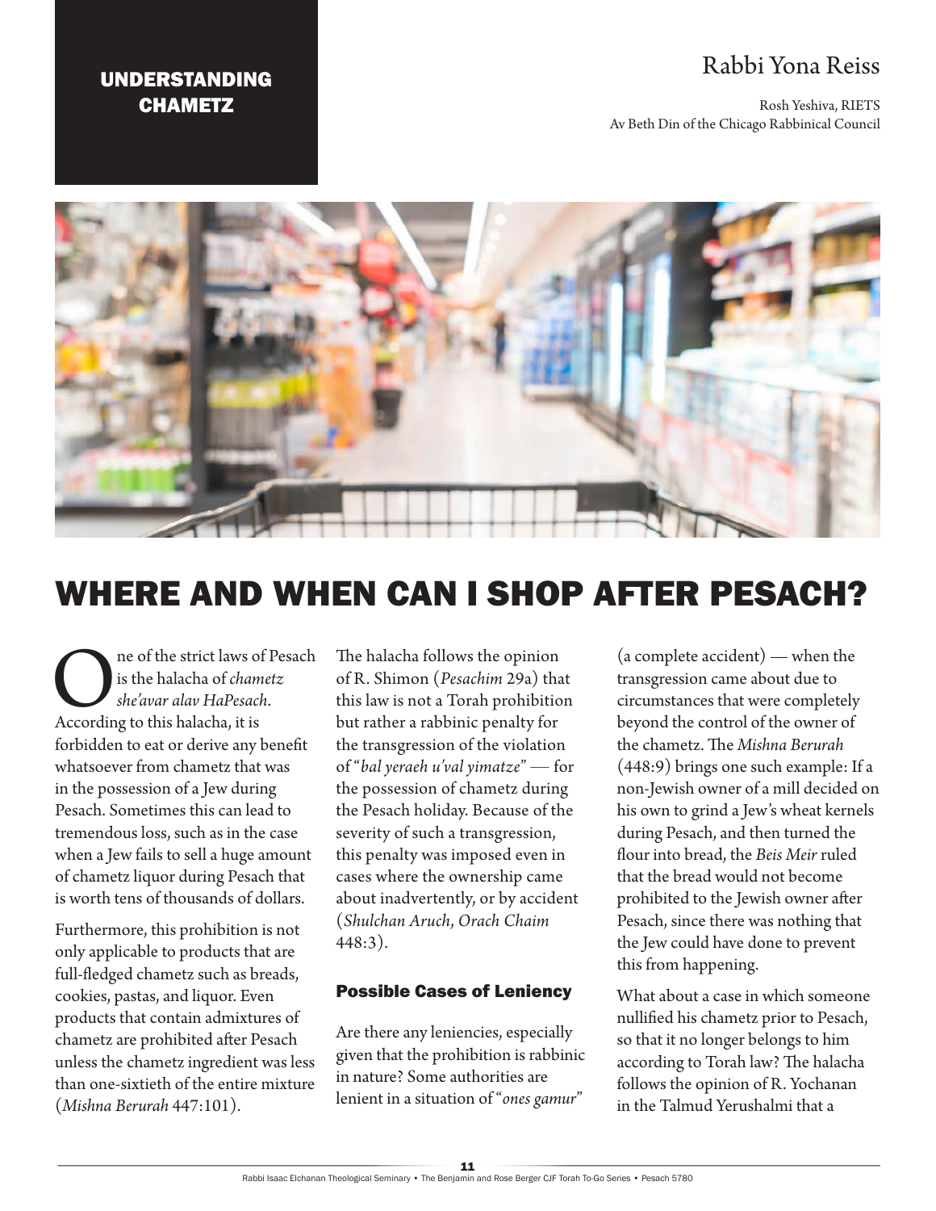UNDERSTANDING CHAMETZ

Rabbi Yona Reiss

Rosh Yeshiva, RIETS
Av Beth Din of the Chicago Rabbinical Council

# WHERE AND WHEN CAN I SHOP AFTER PESACH?

One of the strict laws of Pesach is the halacha of *chametz she'avar alav HaPesach*. According to this halacha, it is forbidden to eat or derive any benefit whatsoever from chametz that was in the possession of a Jew during Pesach. Sometimes this can lead to tremendous loss, such as in the case when a Jew fails to sell a huge amount of chametz liquor during Pesach that is worth tens of thousands of dollars.

Furthermore, this prohibition is not only applicable to products that are full-fledged chametz such as breads, cookies, pastas, and liquor. Even products that contain admixtures of chametz are prohibited after Pesach unless the chametz ingredient was less than one-sixtieth of the entire mixture (*Mishna Berurah* 447:101).

The halacha follows the opinion of R. Shimon (*Pesachim* 29a) that this law is not a Torah prohibition but rather a rabbinic penalty for the transgression of the violation of "*bal yeraeh u'val yimatze*" — for the possession of chametz during the Pesach holiday. Because of the severity of such a transgression, this penalty was imposed even in cases where the ownership came about inadvertently, or by accident (*Shulchan Aruch, Orach Chaim* 448:3).

### Possible Cases of Leniency

Are there any leniencies, especially given that the prohibition is rabbinic in nature? Some authorities are lenient in a situation of "*ones gamur*" (a complete accident) — when the transgression came about due to circumstances that were completely beyond the control of the owner of the chametz. The *Mishna Berurah* (448:9) brings one such example: If a non-Jewish owner of a mill decided on his own to grind a Jew's wheat kernels during Pesach, and then turned the flour into bread, the *Beis Meir* ruled that the bread would not become prohibited to the Jewish owner after Pesach, since there was nothing that the Jew could have done to prevent this from happening.

What about a case in which someone nullified his chametz prior to Pesach, so that it no longer belongs to him according to Torah law? The halacha follows the opinion of R. Yochanan in the Talmud Yerushalmi that a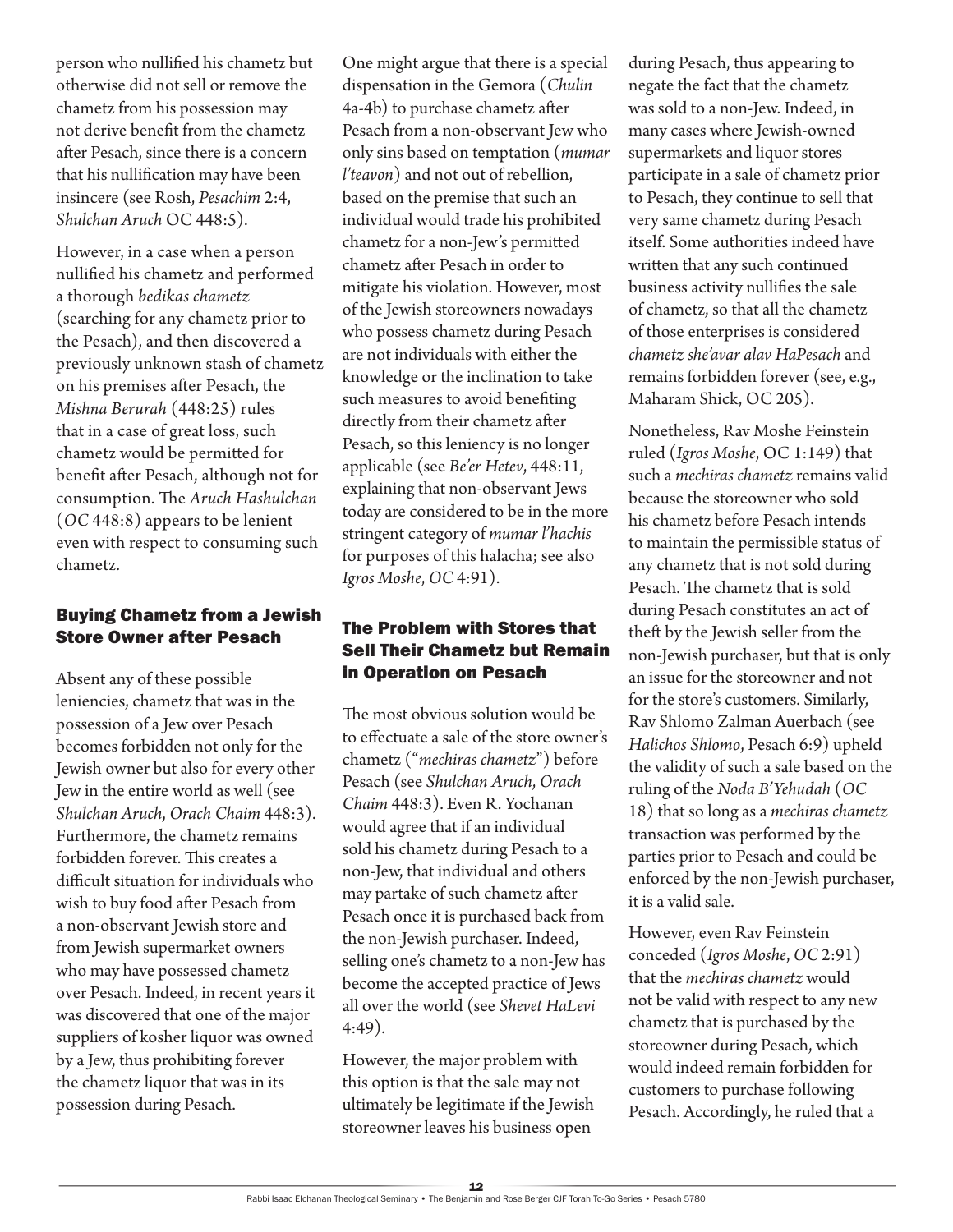person who nullified his chametz but otherwise did not sell or remove the chametz from his possession may not derive benefit from the chametz after Pesach, since there is a concern that his nullification may have been insincere (see Rosh, *Pesachim* 2:4, *Shulchan Aruch* OC 448:5).

However, in a case when a person nullified his chametz and performed a thorough *bedikas chametz* (searching for any chametz prior to the Pesach), and then discovered a previously unknown stash of chametz on his premises after Pesach, the *Mishna Berurah* (448:25) rules that in a case of great loss, such chametz would be permitted for benefit after Pesach, although not for consumption. The *Aruch Hashulchan* (*OC* 448:8) appears to be lenient even with respect to consuming such chametz.

### Buying Chametz from a Jewish Store Owner after Pesach

Absent any of these possible leniencies, chametz that was in the possession of a Jew over Pesach becomes forbidden not only for the Jewish owner but also for every other Jew in the entire world as well (see *Shulchan Aruch, Orach Chaim* 448:3). Furthermore, the chametz remains forbidden forever. This creates a difficult situation for individuals who wish to buy food after Pesach from a non-observant Jewish store and from Jewish supermarket owners who may have possessed chametz over Pesach. Indeed, in recent years it was discovered that one of the major suppliers of kosher liquor was owned by a Jew, thus prohibiting forever the chametz liquor that was in its possession during Pesach.

One might argue that there is a special dispensation in the Gemora (*Chulin* 4a-4b) to purchase chametz after Pesach from a non-observant Jew who only sins based on temptation (*mumar l'teavon*) and not out of rebellion, based on the premise that such an individual would trade his prohibited chametz for a non-Jew's permitted chametz after Pesach in order to mitigate his violation. However, most of the Jewish storeowners nowadays who possess chametz during Pesach are not individuals with either the knowledge or the inclination to take such measures to avoid benefiting directly from their chametz after Pesach, so this leniency is no longer applicable (see *Be'er Hetev*, 448:11, explaining that non-observant Jews today are considered to be in the more stringent category of *mumar l'hachis* for purposes of this halacha; see also *Igros Moshe*, *OC* 4:91).

### The Problem with Stores that Sell Their Chametz but Remain in Operation on Pesach

The most obvious solution would be to effectuate a sale of the store owner's chametz ("*mechiras chametz*") before Pesach (see *Shulchan Aruch*, *Orach Chaim* 448:3). Even R. Yochanan would agree that if an individual sold his chametz during Pesach to a non-Jew, that individual and others may partake of such chametz after Pesach once it is purchased back from the non-Jewish purchaser. Indeed, selling one's chametz to a non-Jew has become the accepted practice of Jews all over the world (see *Shevet HaLevi* 4:49).

However, the major problem with this option is that the sale may not ultimately be legitimate if the Jewish storeowner leaves his business open during Pesach, thus appearing to negate the fact that the chametz was sold to a non-Jew. Indeed, in many cases where Jewish-owned supermarkets and liquor stores participate in a sale of chametz prior to Pesach, they continue to sell that very same chametz during Pesach itself. Some authorities indeed have written that any such continued business activity nullifies the sale of chametz, so that all the chametz of those enterprises is considered *chametz she'avar alav HaPesach* and remains forbidden forever (see, e.g., Maharam Shick, OC 205).

Nonetheless, Rav Moshe Feinstein ruled (*Igros Moshe*, OC 1:149) that such a *mechiras chametz* remains valid because the storeowner who sold his chametz before Pesach intends to maintain the permissible status of any chametz that is not sold during Pesach. The chametz that is sold during Pesach constitutes an act of theft by the Jewish seller from the non-Jewish purchaser, but that is only an issue for the storeowner and not for the store's customers. Similarly, Rav Shlomo Zalman Auerbach (see *Halichos Shlomo*, Pesach 6:9) upheld the validity of such a sale based on the ruling of the *Noda B'Yehudah* (*OC* 18) that so long as a *mechiras chametz* transaction was performed by the parties prior to Pesach and could be enforced by the non-Jewish purchaser, it is a valid sale.

However, even Rav Feinstein conceded (*Igros Moshe*, *OC* 2:91) that the *mechiras chametz* would not be valid with respect to any new chametz that is purchased by the storeowner during Pesach, which would indeed remain forbidden for customers to purchase following Pesach. Accordingly, he ruled that a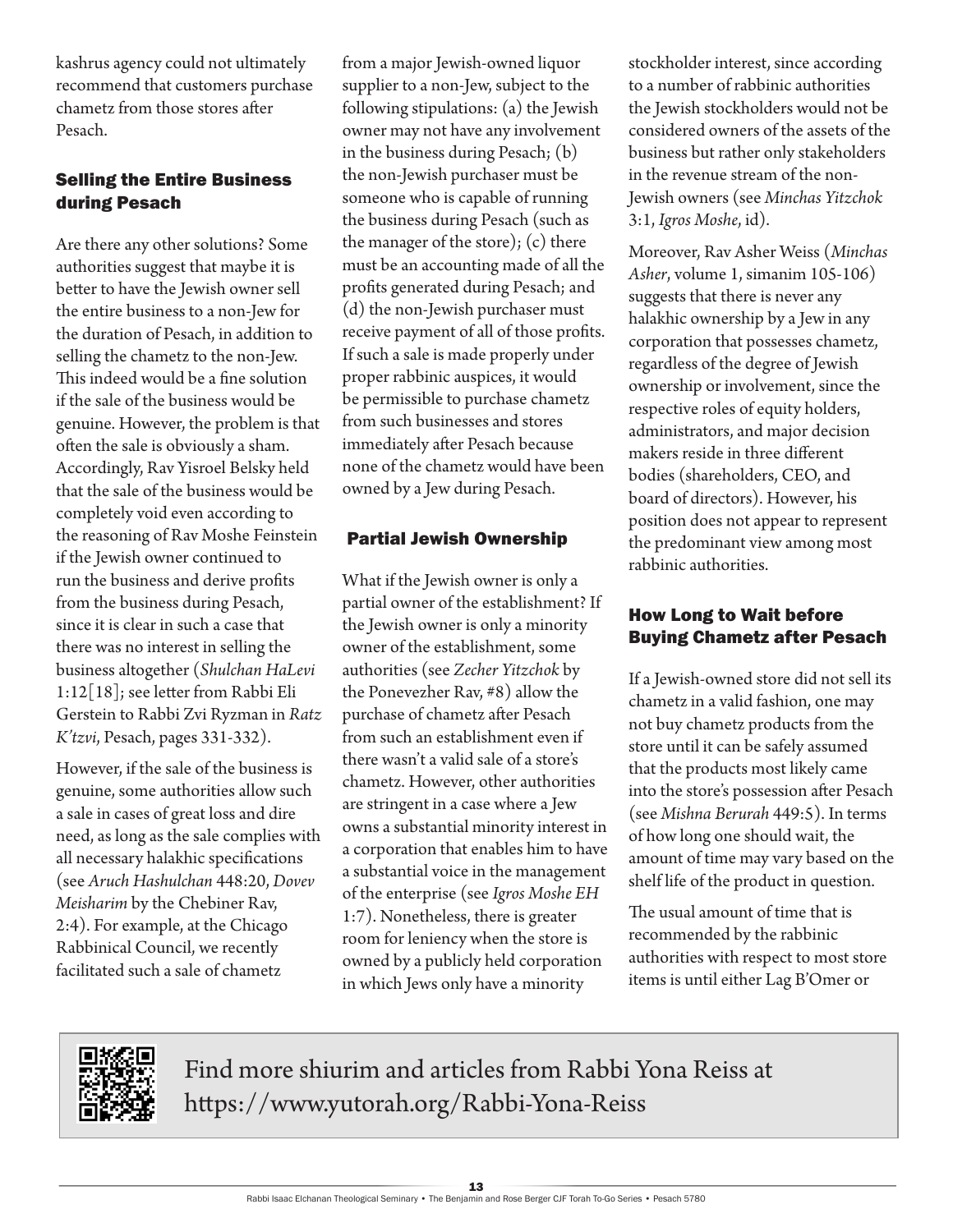kashrus agency could not ultimately recommend that customers purchase chametz from those stores after Pesach.

### Selling the Entire Business during Pesach

Are there any other solutions? Some authorities suggest that maybe it is better to have the Jewish owner sell the entire business to a non-Jew for the duration of Pesach, in addition to selling the chametz to the non-Jew. This indeed would be a fine solution if the sale of the business would be genuine. However, the problem is that often the sale is obviously a sham. Accordingly, Rav Yisroel Belsky held that the sale of the business would be completely void even according to the reasoning of Rav Moshe Feinstein if the Jewish owner continued to run the business and derive profits from the business during Pesach, since it is clear in such a case that there was no interest in selling the business altogether (*Shulchan HaLevi* 1:12[18]; see letter from Rabbi Eli Gerstein to Rabbi Zvi Ryzman in *Ratz K'tzvi*, Pesach, pages 331-332).

However, if the sale of the business is genuine, some authorities allow such a sale in cases of great loss and dire need, as long as the sale complies with all necessary halakhic specifications (see *Aruch Hashulchan* 448:20, *Dovev Meisharim* by the Chebiner Rav, 2:4). For example, at the Chicago Rabbinical Council, we recently facilitated such a sale of chametz from a major Jewish-owned liquor supplier to a non-Jew, subject to the following stipulations: (a) the Jewish owner may not have any involvement in the business during Pesach; (b) the non-Jewish purchaser must be someone who is capable of running the business during Pesach (such as the manager of the store); (c) there must be an accounting made of all the profits generated during Pesach; and (d) the non-Jewish purchaser must receive payment of all of those profits. If such a sale is made properly under proper rabbinic auspices, it would be permissible to purchase chametz from such businesses and stores immediately after Pesach because none of the chametz would have been owned by a Jew during Pesach.

### Partial Jewish Ownership

What if the Jewish owner is only a partial owner of the establishment? If the Jewish owner is only a minority owner of the establishment, some authorities (see *Zecher Yitzchok* by the Ponevezher Rav, #8) allow the purchase of chametz after Pesach from such an establishment even if there wasn't a valid sale of a store's chametz. However, other authorities are stringent in a case where a Jew owns a substantial minority interest in a corporation that enables him to have a substantial voice in the management of the enterprise (see *Igros Moshe EH* 1:7). Nonetheless, there is greater room for leniency when the store is owned by a publicly held corporation in which Jews only have a minority stockholder interest, since according to a number of rabbinic authorities the Jewish stockholders would not be considered owners of the assets of the business but rather only stakeholders in the revenue stream of the non-Jewish owners (see *Minchas Yitzchok* 3:1, *Igros Moshe*, id).

Moreover, Rav Asher Weiss (*Minchas Asher*, volume 1, simanim 105-106) suggests that there is never any halakhic ownership by a Jew in any corporation that possesses chametz, regardless of the degree of Jewish ownership or involvement, since the respective roles of equity holders, administrators, and major decision makers reside in three different bodies (shareholders, CEO, and board of directors). However, his position does not appear to represent the predominant view among most rabbinic authorities.

### How Long to Wait before Buying Chametz after Pesach

If a Jewish-owned store did not sell its chametz in a valid fashion, one may not buy chametz products from the store until it can be safely assumed that the products most likely came into the store's possession after Pesach (see *Mishna Berurah* 449:5). In terms of how long one should wait, the amount of time may vary based on the shelf life of the product in question.

The usual amount of time that is recommended by the rabbinic authorities with respect to most store items is until either Lag B'Omer or

Find more shiurim and articles from Rabbi Yona Reiss at https://www.yutorah.org/Rabbi-Yona-Reiss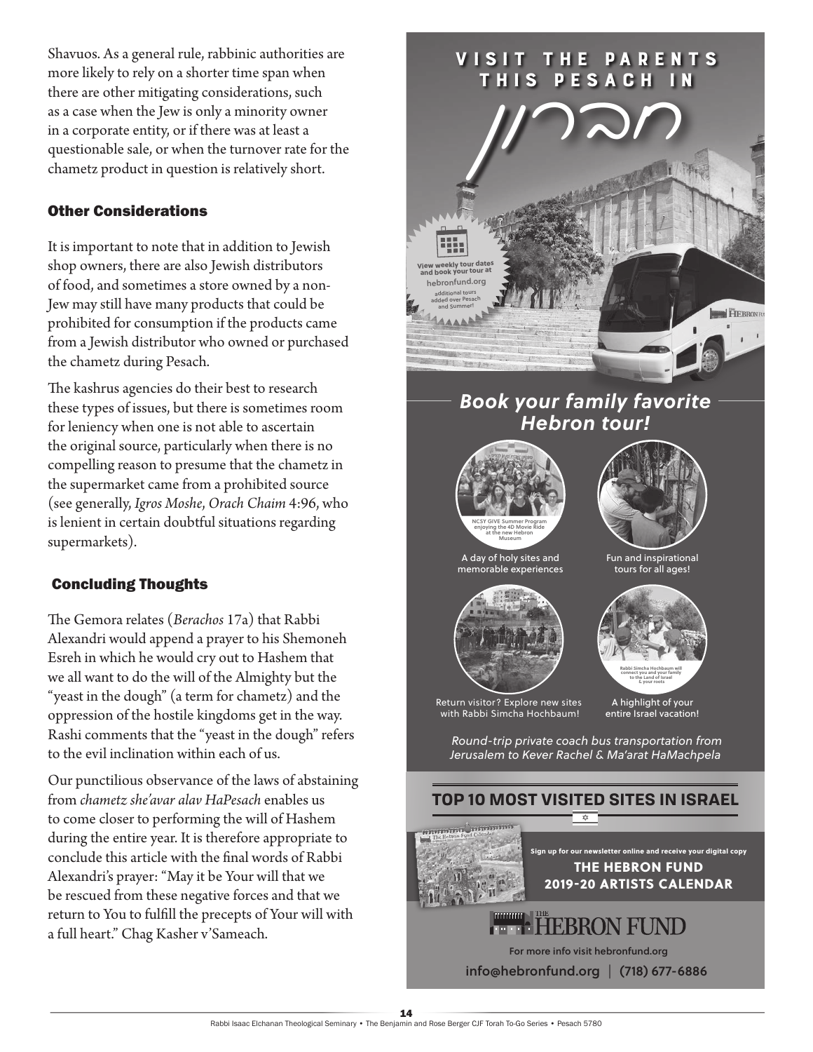Shavuos. As a general rule, rabbinic authorities are more likely to rely on a shorter time span when there are other mitigating considerations, such as a case when the Jew is only a minority owner in a corporate entity, or if there was at least a questionable sale, or when the turnover rate for the chametz product in question is relatively short.

### Other Considerations

It is important to note that in addition to Jewish shop owners, there are also Jewish distributors of food, and sometimes a store owned by a non-Jew may still have many products that could be prohibited for consumption if the products came from a Jewish distributor who owned or purchased the chametz during Pesach.

The kashrus agencies do their best to research these types of issues, but there is sometimes room for leniency when one is not able to ascertain the original source, particularly when there is no compelling reason to presume that the chametz in the supermarket came from a prohibited source (see generally, *Igros Moshe*, *Orach Chaim* 4:96, who is lenient in certain doubtful situations regarding supermarkets).

### Concluding Thoughts

The Gemora relates (*Berachos* 17a) that Rabbi Alexandri would append a prayer to his Shemoneh Esreh in which he would cry out to Hashem that we all want to do the will of the Almighty but the "yeast in the dough" (a term for chametz) and the oppression of the hostile kingdoms get in the way. Rashi comments that the "yeast in the dough" refers to the evil inclination within each of us.

Our punctilious observance of the laws of abstaining from *chametz she'avar alav HaPesach* enables us to come closer to performing the will of Hashem during the entire year. It is therefore appropriate to conclude this article with the final words of Rabbi Alexandri's prayer: "May it be Your will that we be rescued from these negative forces and that we return to You to fulfill the precepts of Your will with a full heart." Chag Kasher v'Sameach.

---

VISIT THE PARENTS THIS PESACH IN

חברון

View weekly tour dates and book your tour at hebronfund.org
additional tours added over Pesach and Summer!

**Book your family favorite Hebron tour!**

NCSY GIVE Summer Program enjoying the 4D Movie Ride at the new Hebron Museum

A day of holy sites and memorable experiences

Fun and inspirational tours for all ages!

Return visitor? Explore new sites with Rabbi Simcha Hochbaum!

Rabbi Simcha Hochbaum will connect you and your family to the Land of Israel & your roots

A highlight of your entire Israel vacation!

*Round-trip private coach bus transportation from Jerusalem to Kever Rachel & Ma'arat HaMachpela*

**TOP 10 MOST VISITED SITES IN ISRAEL**

Sign up for our newsletter online and receive your digital copy

**THE HEBRON FUND 2019-20 ARTISTS CALENDAR**

THE HEBRON FUND

For more info visit hebronfund.org

info@hebronfund.org | (718) 677-6886